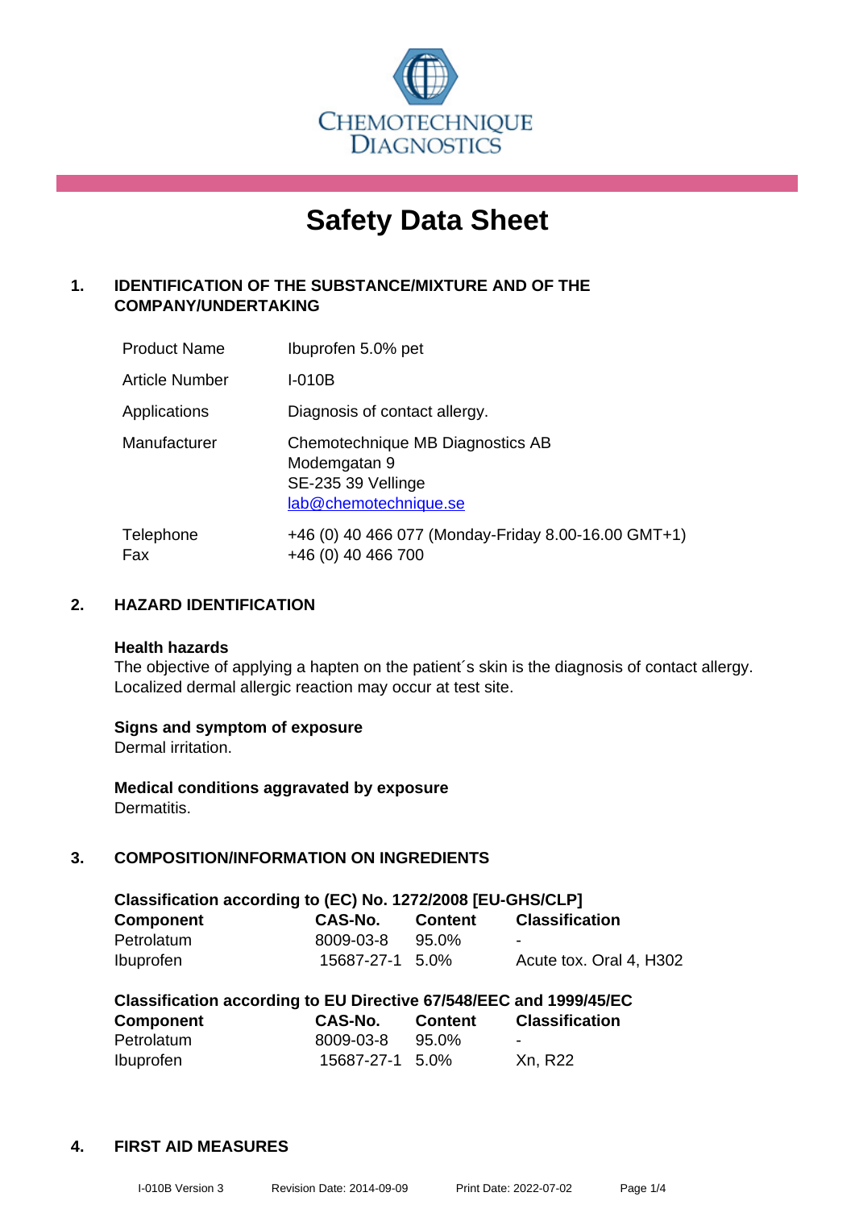CHEMOTECHNIQUE DIAGNOSTICS

# Safety Data Sheet

## 1. IDENTIFICATION OF THE SUBSTANCE/MIXTURE AND OF THE COMPANY/UNDERTAKING

| | |
|---|---|
| Product Name | Ibuprofen 5.0% pet |
| Article Number | I-010B |
| Applications | Diagnosis of contact allergy. |
| Manufacturer | Chemotechnique MB Diagnostics AB<br>Modemgatan 9<br>SE-235 39 Vellinge<br>lab@chemotechnique.se |
| Telephone<br>Fax | +46 (0) 40 466 077 (Monday-Friday 8.00-16.00 GMT+1)<br>+46 (0) 40 466 700 |

## 2. HAZARD IDENTIFICATION

**Health hazards**

The objective of applying a hapten on the patient´s skin is the diagnosis of contact allergy. Localized dermal allergic reaction may occur at test site.

**Signs and symptom of exposure**

Dermal irritation.

**Medical conditions aggravated by exposure**

Dermatitis.

## 3. COMPOSITION/INFORMATION ON INGREDIENTS

**Classification according to (EC) No. 1272/2008 [EU-GHS/CLP]**

| Component | CAS-No. | Content | Classification |
|---|---|---|---|
| Petrolatum | 8009-03-8 | 95.0% | - |
| Ibuprofen | 15687-27-1 | 5.0% | Acute tox. Oral 4, H302 |

**Classification according to EU Directive 67/548/EEC and 1999/45/EC**

| Component | CAS-No. | Content | Classification |
|---|---|---|---|
| Petrolatum | 8009-03-8 | 95.0% | - |
| Ibuprofen | 15687-27-1 | 5.0% | Xn, R22 |

## 4. FIRST AID MEASURES

I-010B Version 3 Revision Date: 2014-09-09 Print Date: 2022-07-02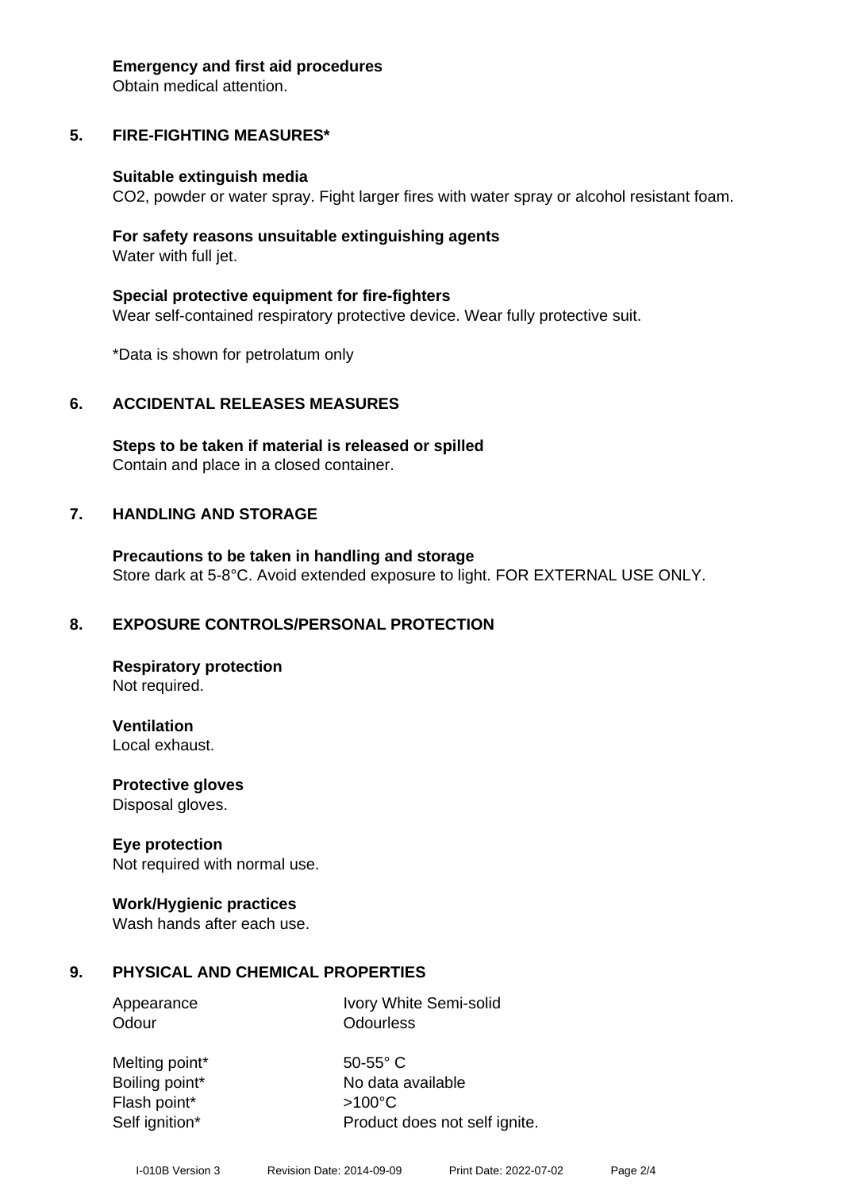**Emergency and first aid procedures**
Obtain medical attention.

## 5. FIRE-FIGHTING MEASURES*

**Suitable extinguish media**
$CO_2$, powder or water spray. Fight larger fires with water spray or alcohol resistant foam.

**For safety reasons unsuitable extinguishing agents**
Water with full jet.

**Special protective equipment for fire-fighters**
Wear self-contained respiratory protective device. Wear fully protective suit.

*Data is shown for petrolatum only

## 6. ACCIDENTAL RELEASES MEASURES

**Steps to be taken if material is released or spilled**
Contain and place in a closed container.

## 7. HANDLING AND STORAGE

**Precautions to be taken in handling and storage**
Store dark at 5-8°C. Avoid extended exposure to light. FOR EXTERNAL USE ONLY.

## 8. EXPOSURE CONTROLS/PERSONAL PROTECTION

**Respiratory protection**
Not required.

**Ventilation**
Local exhaust.

**Protective gloves**
Disposal gloves.

**Eye protection**
Not required with normal use.

**Work/Hygienic practices**
Wash hands after each use.

## 9. PHYSICAL AND CHEMICAL PROPERTIES

| | |
|---|---|
| Appearance | Ivory White Semi-solid |
| Odour | Odourless |
| Melting point* | 50-55° C |
| Boiling point* | No data available |
| Flash point* | >100°C |
| Self ignition* | Product does not self ignite. |

I-010B Version 3 Revision Date: 2014-09-09 Print Date: 2022-07-02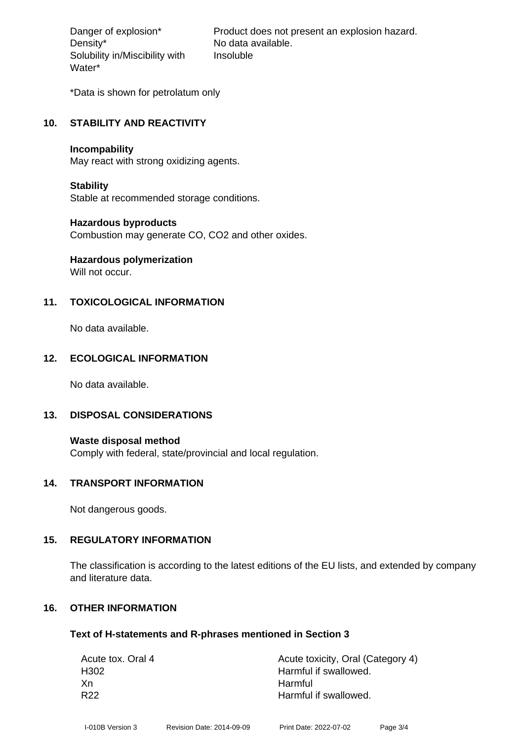| | |
|---|---|
| Danger of explosion* | Product does not present an explosion hazard. |
| Density* | No data available. |
| Solubility in/Miscibility with Water* | Insoluble |

*Data is shown for petrolatum only

## 10. STABILITY AND REACTIVITY

**Incompability**
May react with strong oxidizing agents.

**Stability**
Stable at recommended storage conditions.

**Hazardous byproducts**
Combustion may generate CO, CO2 and other oxides.

**Hazardous polymerization**
Will not occur.

## 11. TOXICOLOGICAL INFORMATION

No data available.

## 12. ECOLOGICAL INFORMATION

No data available.

## 13. DISPOSAL CONSIDERATIONS

**Waste disposal method**
Comply with federal, state/provincial and local regulation.

## 14. TRANSPORT INFORMATION

Not dangerous goods.

## 15. REGULATORY INFORMATION

The classification is according to the latest editions of the EU lists, and extended by company and literature data.

## 16. OTHER INFORMATION

**Text of H-statements and R-phrases mentioned in Section 3**

| | |
|---|---|
| Acute tox. Oral 4 | Acute toxicity, Oral (Category 4) |
| H302 | Harmful if swallowed. |
| Xn | Harmful |
| R22 | Harmful if swallowed. |

I-010B Version 3 Revision Date: 2014-09-09 Print Date: 2022-07-02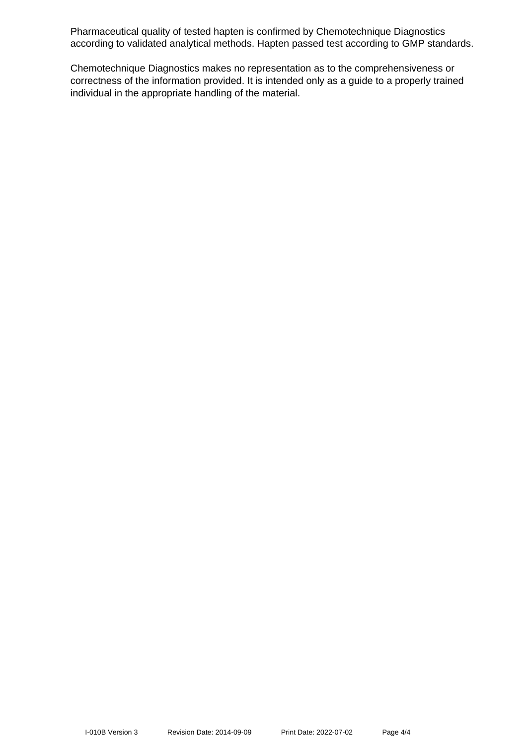Pharmaceutical quality of tested hapten is confirmed by Chemotechnique Diagnostics according to validated analytical methods. Hapten passed test according to GMP standards.

Chemotechnique Diagnostics makes no representation as to the comprehensiveness or correctness of the information provided. It is intended only as a guide to a properly trained individual in the appropriate handling of the material.